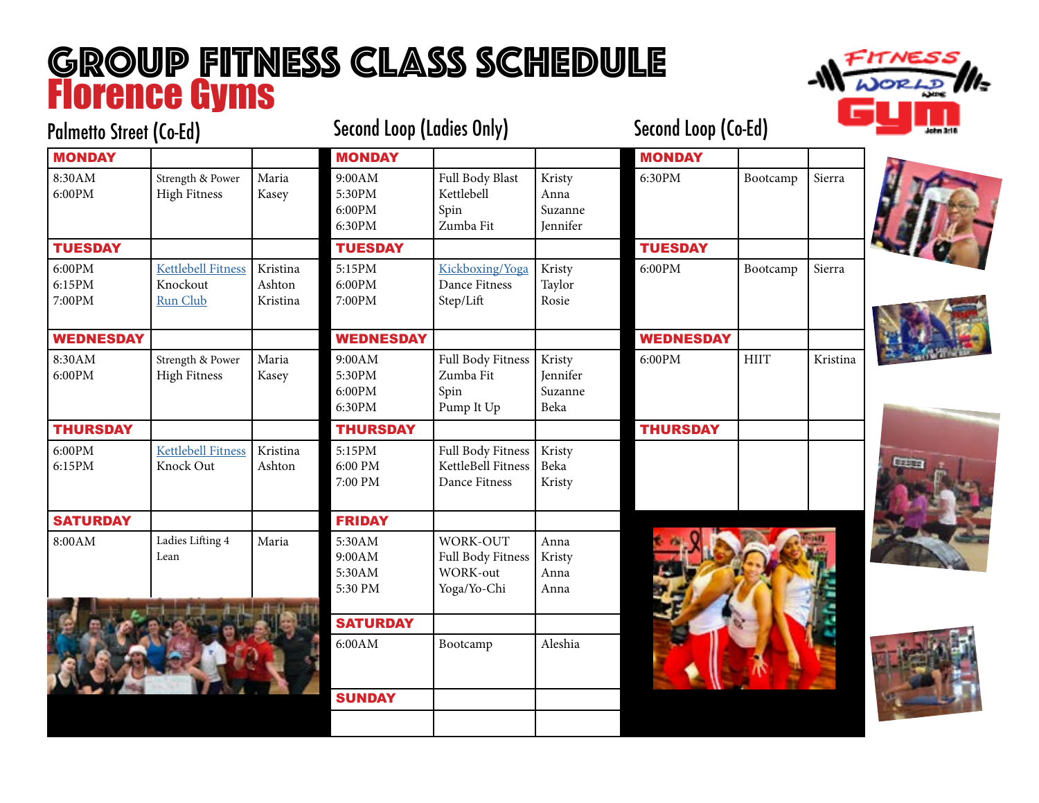# GROUP FITNESS CLASS SCHEDULE

# Florence Gyms

## Palmetto Street (Co-Ed)

| MONDAY | | |
|---|---|---|
| 8:30AM<br>6:00PM | Strength & Power<br>High Fitness | Maria<br>Kasey |
| **TUESDAY** | | |
| 6:00PM<br>6:15PM<br>7:00PM | Kettlebell Fitness<br>Knockout<br>Run Club | Kristina<br>Ashton<br>Kristina |
| **WEDNESDAY** | | |
| 8:30AM<br>6:00PM | Strength & Power<br>High Fitness | Maria<br>Kasey |
| **THURSDAY** | | |
| 6:00PM<br>6:15PM | Kettlebell Fitness<br>Knock Out | Kristina<br>Ashton |
| **SATURDAY** | | |
| 8:00AM | Ladies Lifting 4 Lean | Maria |

## Second Loop (Ladies Only)

| MONDAY | | |
|---|---|---|
| 9:00AM<br>5:30PM<br>6:00PM<br>6:30PM | Full Body Blast<br>Kettlebell<br>Spin<br>Zumba Fit | Kristy<br>Anna<br>Suzanne<br>Jennifer |
| **TUESDAY** | | |
| 5:15PM<br>6:00PM<br>7:00PM | Kickboxing/Yoga<br>Dance Fitness<br>Step/Lift | Kristy<br>Taylor<br>Rosie |
| **WEDNESDAY** | | |
| 9:00AM<br>5:30PM<br>6:00PM<br>6:30PM | Full Body Fitness<br>Zumba Fit<br>Spin<br>Pump It Up | Kristy<br>Jennifer<br>Suzanne<br>Beka |
| **THURSDAY** | | |
| 5:15PM<br>6:00 PM<br>7:00 PM | Full Body Fitness<br>KettleBell Fitness<br>Dance Fitness | Kristy<br>Beka<br>Kristy |
| **FRIDAY** | | |
| 5:30AM<br>9:00AM<br>5:30AM<br>5:30 PM | WORK-OUT<br>Full Body Fitness<br>WORK-out<br>Yoga/Yo-Chi | Anna<br>Kristy<br>Anna<br>Anna |
| **SATURDAY** | | |
| 6:00AM | Bootcamp | Aleshia |
| **SUNDAY** | | |
| | | |

## Second Loop (Co-Ed)

| MONDAY | | |
|---|---|---|
| 6:30PM | Bootcamp | Sierra |
| **TUESDAY** | | |
| 6:00PM | Bootcamp | Sierra |
| **WEDNESDAY** | | |
| 6:00PM | HIIT | Kristina |
| **THURSDAY** | | |
| | | |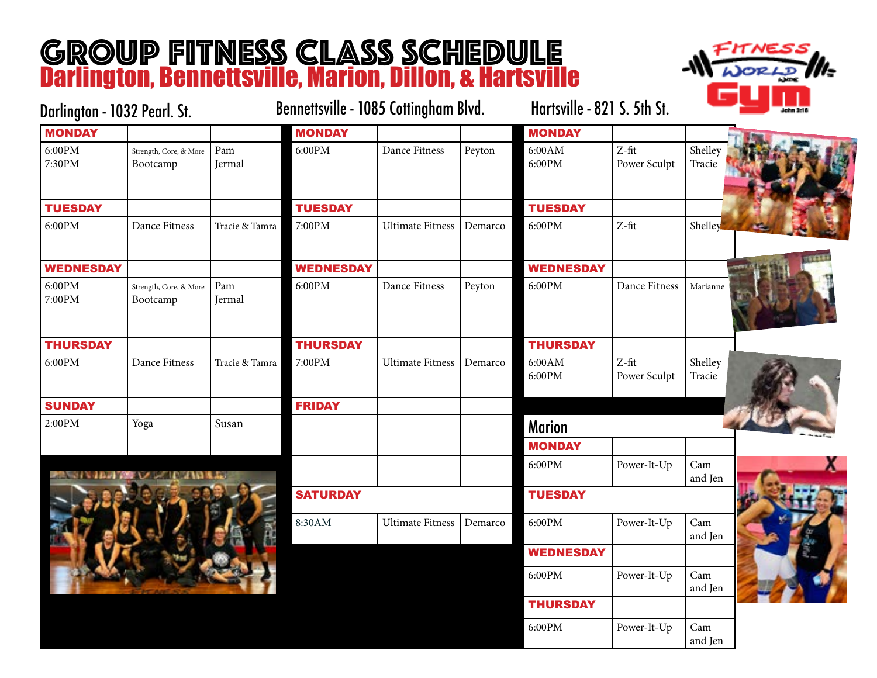# GROUP FITNESS CLASS SCHEDULE
## Darlington, Bennettsville, Marion, Dillon, & Hartsville

### Darlington - 1032 Pearl. St.

| | | |
|---|---|---|
| **MONDAY** | | |
| 6:00PM<br>7:30PM | Strength, Core, & More<br>Bootcamp | Pam<br>Jermal |
| **TUESDAY** | | |
| 6:00PM | Dance Fitness | Tracie & Tamra |
| **WEDNESDAY** | | |
| 6:00PM<br>7:00PM | Strength, Core, & More<br>Bootcamp | Pam<br>Jermal |
| **THURSDAY** | | |
| 6:00PM | Dance Fitness | Tracie & Tamra |
| **SUNDAY** | | |
| 2:00PM | Yoga | Susan |

### Bennettsville - 1085 Cottingham Blvd.

| | | |
|---|---|---|
| **MONDAY** | | |
| 6:00PM | Dance Fitness | Peyton |
| **TUESDAY** | | |
| 7:00PM | Ultimate Fitness | Demarco |
| **WEDNESDAY** | | |
| 6:00PM | Dance Fitness | Peyton |
| **THURSDAY** | | |
| 7:00PM | Ultimate Fitness | Demarco |
| **FRIDAY** | | |
| | | |
| | | |
| **SATURDAY** | | |
| 8:30AM | Ultimate Fitness | Demarco |

### Hartsville - 821 S. 5th St.

| | | |
|---|---|---|
| **MONDAY** | | |
| 6:00AM<br>6:00PM | Z-fit<br>Power Sculpt | Shelley<br>Tracie |
| **TUESDAY** | | |
| 6:00PM | Z-fit | Shelley |
| **WEDNESDAY** | | |
| 6:00PM | Dance Fitness | Marianne |
| **THURSDAY** | | |
| 6:00AM<br>6:00PM | Z-fit<br>Power Sculpt | Shelley<br>Tracie |

### Marion

| | | |
|---|---|---|
| **MONDAY** | | |
| 6:00PM | Power-It-Up | Cam and Jen |
| **TUESDAY** | | |
| 6:00PM | Power-It-Up | Cam and Jen |
| **WEDNESDAY** | | |
| 6:00PM | Power-It-Up | Cam and Jen |
| **THURSDAY** | | |
| 6:00PM | Power-It-Up | Cam and Jen |